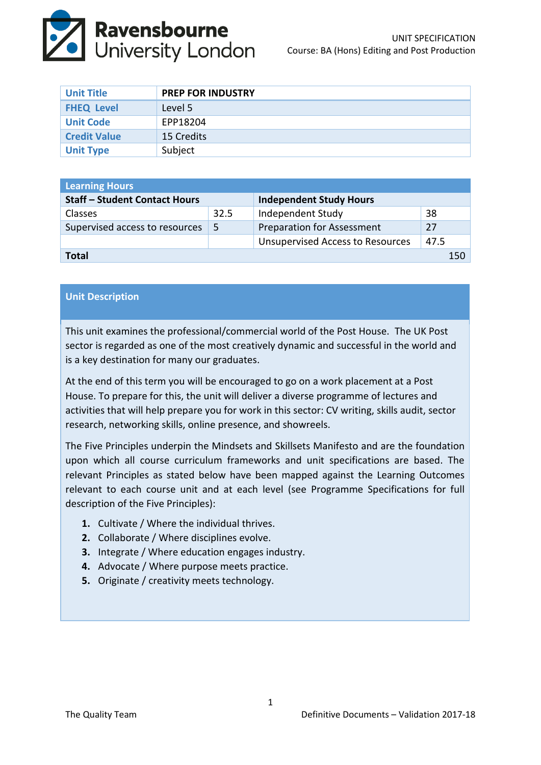Ravensbourne University London

UNIT SPECIFICATION
Course: BA (Hons) Editing and Post Production

| Unit Title | PREP FOR INDUSTRY |
|---|---|
| FHEQ Level | Level 5 |
| Unit Code | EPP18204 |
| Credit Value | 15 Credits |
| Unit Type | Subject |

| Learning Hours | | | |
|---|---|---|---|
| **Staff – Student Contact Hours** | | **Independent Study Hours** | |
| Classes | 32.5 | Independent Study | 38 |
| Supervised access to resources | 5 | Preparation for Assessment | 27 |
| | | Unsupervised Access to Resources | 47.5 |
| **Total** | | | 150 |

## Unit Description

This unit examines the professional/commercial world of the Post House. The UK Post sector is regarded as one of the most creatively dynamic and successful in the world and is a key destination for many our graduates.

At the end of this term you will be encouraged to go on a work placement at a Post House. To prepare for this, the unit will deliver a diverse programme of lectures and activities that will help prepare you for work in this sector: CV writing, skills audit, sector research, networking skills, online presence, and showreels.

The Five Principles underpin the Mindsets and Skillsets Manifesto and are the foundation upon which all course curriculum frameworks and unit specifications are based. The relevant Principles as stated below have been mapped against the Learning Outcomes relevant to each course unit and at each level (see Programme Specifications for full description of the Five Principles):

1. Cultivate / Where the individual thrives.
2. Collaborate / Where disciplines evolve.
3. Integrate / Where education engages industry.
4. Advocate / Where purpose meets practice.
5. Originate / creativity meets technology.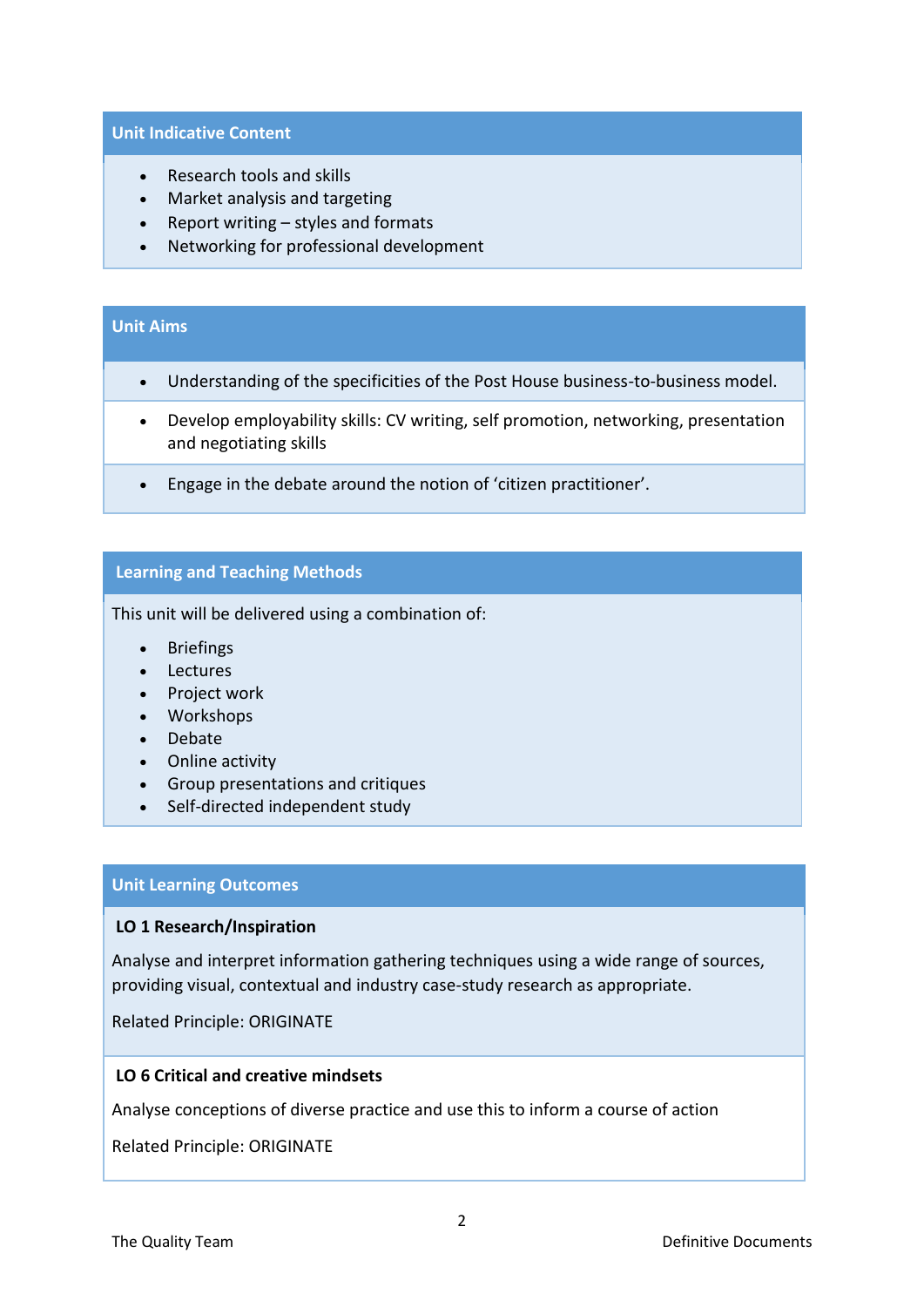## Unit Indicative Content

- Research tools and skills
- Market analysis and targeting
- Report writing – styles and formats
- Networking for professional development

## Unit Aims

- Understanding of the specificities of the Post House business-to-business model.
- Develop employability skills: CV writing, self promotion, networking, presentation and negotiating skills
- Engage in the debate around the notion of 'citizen practitioner'.

## Learning and Teaching Methods

This unit will be delivered using a combination of:

- Briefings
- Lectures
- Project work
- Workshops
- Debate
- Online activity
- Group presentations and critiques
- Self-directed independent study

## Unit Learning Outcomes

**LO 1 Research/Inspiration**

Analyse and interpret information gathering techniques using a wide range of sources, providing visual, contextual and industry case-study research as appropriate.

Related Principle: ORIGINATE

**LO 6 Critical and creative mindsets**

Analyse conceptions of diverse practice and use this to inform a course of action

Related Principle: ORIGINATE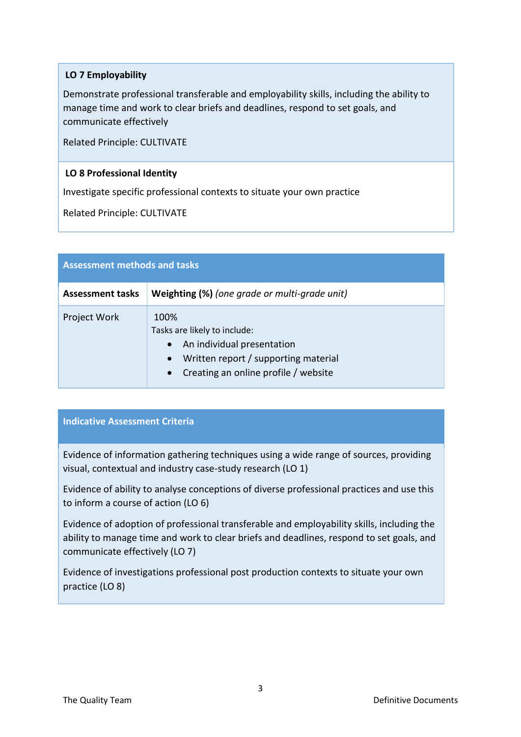| **LO 7 Employability** |
| --- |
| Demonstrate professional transferable and employability skills, including the ability to manage time and work to clear briefs and deadlines, respond to set goals, and communicate effectively<br><br>Related Principle: CULTIVATE |
| **LO 8 Professional Identity** |
| Investigate specific professional contexts to situate your own practice<br><br>Related Principle: CULTIVATE |

**Assessment methods and tasks**

| **Assessment tasks** | **Weighting (%)** *(one grade or multi-grade unit)* |
| --- | --- |
| Project Work | 100%<br>Tasks are likely to include:<br>• An individual presentation<br>• Written report / supporting material<br>• Creating an online profile / website |

**Indicative Assessment Criteria**

Evidence of information gathering techniques using a wide range of sources, providing visual, contextual and industry case-study research (LO 1)

Evidence of ability to analyse conceptions of diverse professional practices and use this to inform a course of action (LO 6)

Evidence of adoption of professional transferable and employability skills, including the ability to manage time and work to clear briefs and deadlines, respond to set goals, and communicate effectively (LO 7)

Evidence of investigations professional post production contexts to situate your own practice (LO 8)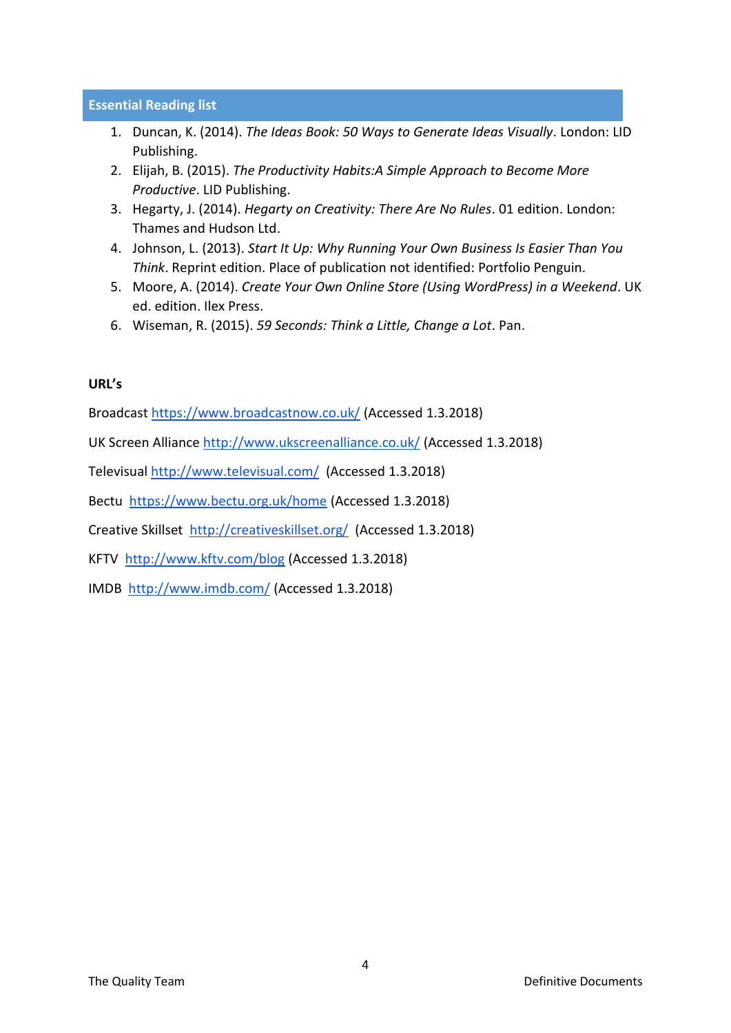## Essential Reading list

1. Duncan, K. (2014). *The Ideas Book: 50 Ways to Generate Ideas Visually*. London: LID Publishing.
2. Elijah, B. (2015). *The Productivity Habits:A Simple Approach to Become More Productive*. LID Publishing.
3. Hegarty, J. (2014). *Hegarty on Creativity: There Are No Rules*. 01 edition. London: Thames and Hudson Ltd.
4. Johnson, L. (2013). *Start It Up: Why Running Your Own Business Is Easier Than You Think*. Reprint edition. Place of publication not identified: Portfolio Penguin.
5. Moore, A. (2014). *Create Your Own Online Store (Using WordPress) in a Weekend*. UK ed. edition. Ilex Press.
6. Wiseman, R. (2015). *59 Seconds: Think a Little, Change a Lot*. Pan.

**URL's**

Broadcast https://www.broadcastnow.co.uk/ (Accessed 1.3.2018)

UK Screen Alliance http://www.ukscreenalliance.co.uk/ (Accessed 1.3.2018)

Televisual http://www.televisual.com/ (Accessed 1.3.2018)

Bectu https://www.bectu.org.uk/home (Accessed 1.3.2018)

Creative Skillset http://creativeskillset.org/ (Accessed 1.3.2018)

KFTV http://www.kftv.com/blog (Accessed 1.3.2018)

IMDB http://www.imdb.com/ (Accessed 1.3.2018)